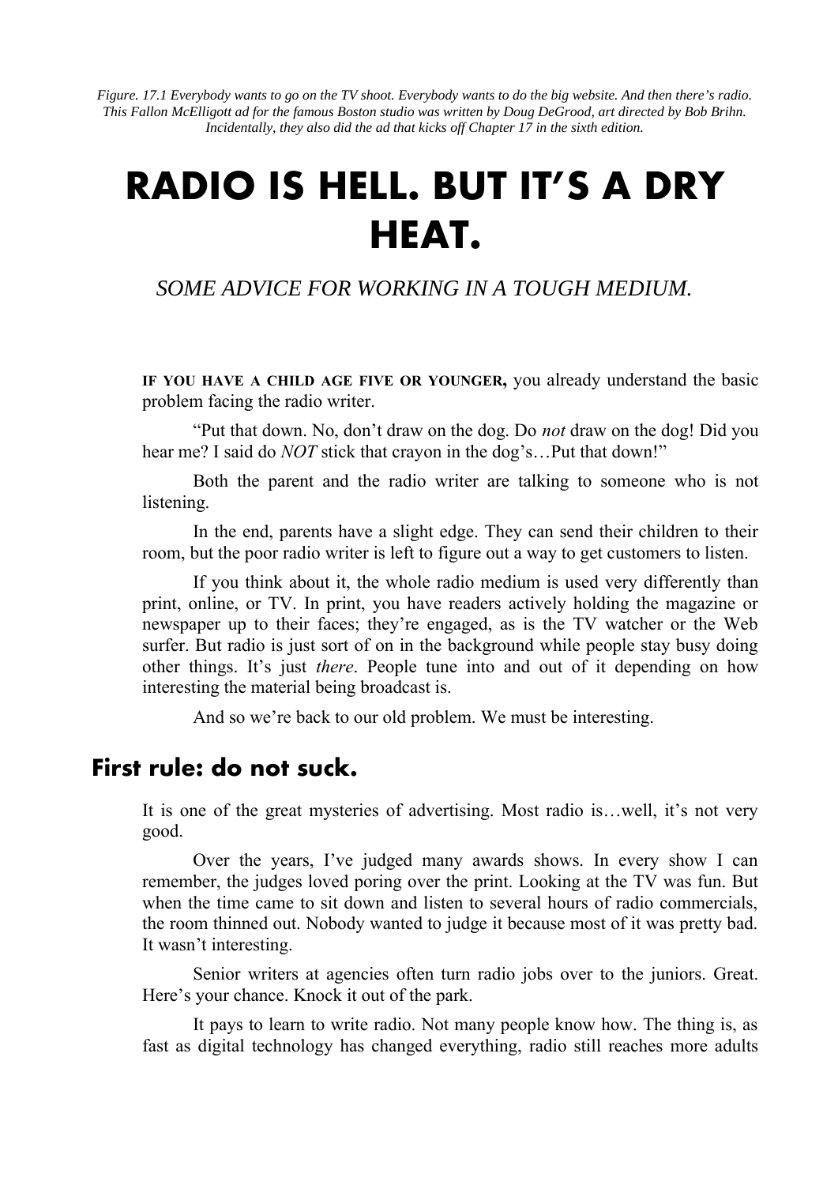*Figure. 17.1 Everybody wants to go on the TV shoot. Everybody wants to do the big website. And then there's radio. This Fallon McElligott ad for the famous Boston studio was written by Doug DeGrood, art directed by Bob Brihn. Incidentally, they also did the ad that kicks off Chapter 17 in the sixth edition.*

# RADIO IS HELL. BUT IT'S A DRY HEAT.

*SOME ADVICE FOR WORKING IN A TOUGH MEDIUM.*

**IF YOU HAVE A CHILD AGE FIVE OR YOUNGER,** you already understand the basic problem facing the radio writer.

"Put that down. No, don't draw on the dog. Do *not* draw on the dog! Did you hear me? I said do *NOT* stick that crayon in the dog's…Put that down!"

Both the parent and the radio writer are talking to someone who is not listening.

In the end, parents have a slight edge. They can send their children to their room, but the poor radio writer is left to figure out a way to get customers to listen.

If you think about it, the whole radio medium is used very differently than print, online, or TV. In print, you have readers actively holding the magazine or newspaper up to their faces; they're engaged, as is the TV watcher or the Web surfer. But radio is just sort of on in the background while people stay busy doing other things. It's just *there*. People tune into and out of it depending on how interesting the material being broadcast is.

And so we're back to our old problem. We must be interesting.

## First rule: do not suck.

It is one of the great mysteries of advertising. Most radio is…well, it's not very good.

Over the years, I've judged many awards shows. In every show I can remember, the judges loved poring over the print. Looking at the TV was fun. But when the time came to sit down and listen to several hours of radio commercials, the room thinned out. Nobody wanted to judge it because most of it was pretty bad. It wasn't interesting.

Senior writers at agencies often turn radio jobs over to the juniors. Great. Here's your chance. Knock it out of the park.

It pays to learn to write radio. Not many people know how. The thing is, as fast as digital technology has changed everything, radio still reaches more adults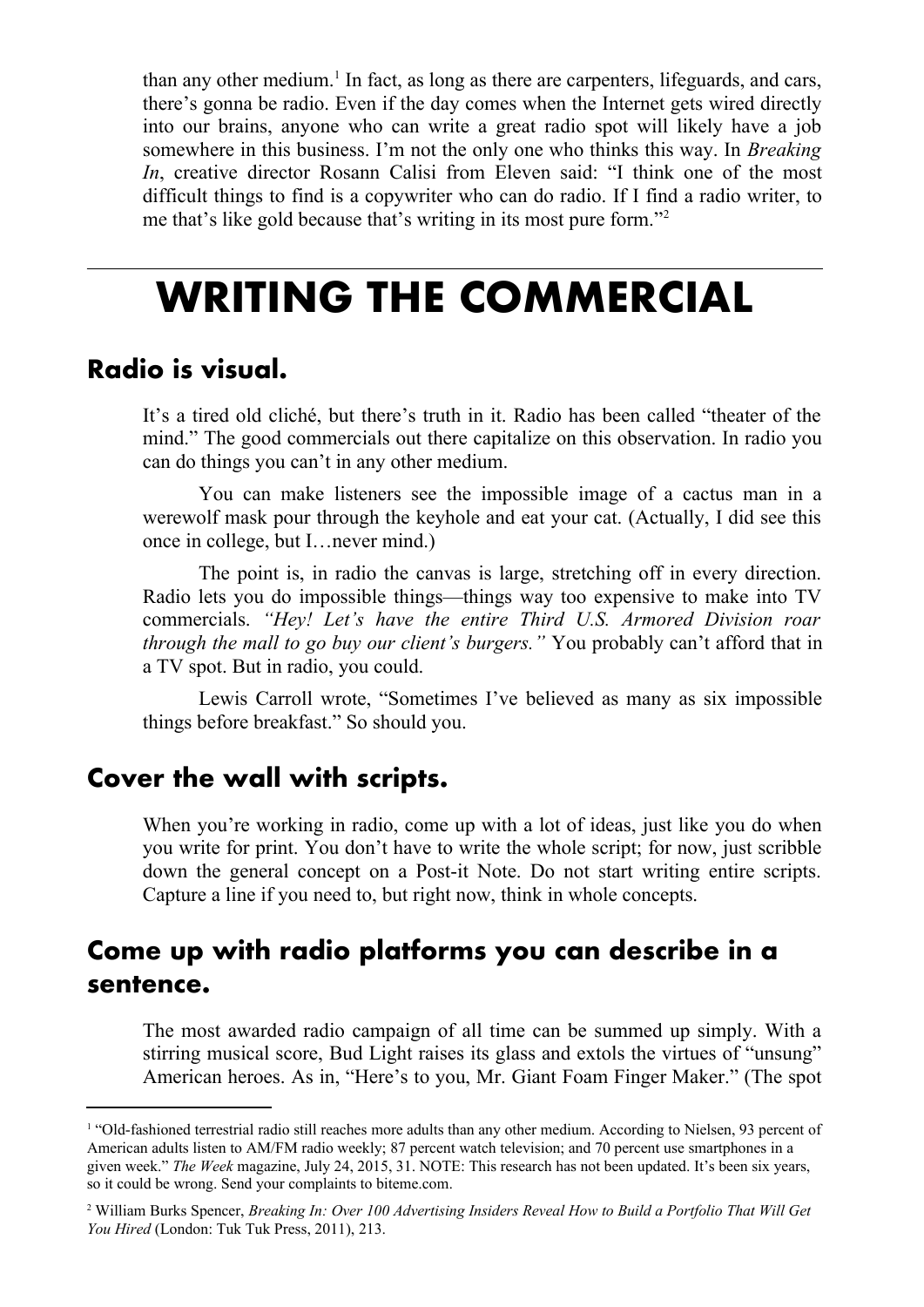than any other medium.[1] In fact, as long as there are carpenters, lifeguards, and cars, there's gonna be radio. Even if the day comes when the Internet gets wired directly into our brains, anyone who can write a great radio spot will likely have a job somewhere in this business. I'm not the only one who thinks this way. In *Breaking In*, creative director Rosann Calisi from Eleven said: "I think one of the most difficult things to find is a copywriter who can do radio. If I find a radio writer, to me that's like gold because that's writing in its most pure form."[2]

---

# WRITING THE COMMERCIAL

## Radio is visual.

It's a tired old cliché, but there's truth in it. Radio has been called "theater of the mind." The good commercials out there capitalize on this observation. In radio you can do things you can't in any other medium.

You can make listeners see the impossible image of a cactus man in a werewolf mask pour through the keyhole and eat your cat. (Actually, I did see this once in college, but I…never mind.)

The point is, in radio the canvas is large, stretching off in every direction. Radio lets you do impossible things—things way too expensive to make into TV commercials. *"Hey! Let's have the entire Third U.S. Armored Division roar through the mall to go buy our client's burgers."* You probably can't afford that in a TV spot. But in radio, you could.

Lewis Carroll wrote, "Sometimes I've believed as many as six impossible things before breakfast." So should you.

## Cover the wall with scripts.

When you're working in radio, come up with a lot of ideas, just like you do when you write for print. You don't have to write the whole script; for now, just scribble down the general concept on a Post-it Note. Do not start writing entire scripts. Capture a line if you need to, but right now, think in whole concepts.

## Come up with radio platforms you can describe in a sentence.

The most awarded radio campaign of all time can be summed up simply. With a stirring musical score, Bud Light raises its glass and extols the virtues of "unsung" American heroes. As in, "Here's to you, Mr. Giant Foam Finger Maker." (The spot

---

[1] "Old-fashioned terrestrial radio still reaches more adults than any other medium. According to Nielsen, 93 percent of American adults listen to AM/FM radio weekly; 87 percent watch television; and 70 percent use smartphones in a given week." *The Week* magazine, July 24, 2015, 31. NOTE: This research has not been updated. It's been six years, so it could be wrong. Send your complaints to biteme.com.

[2] William Burks Spencer, *Breaking In: Over 100 Advertising Insiders Reveal How to Build a Portfolio That Will Get You Hired* (London: Tuk Tuk Press, 2011), 213.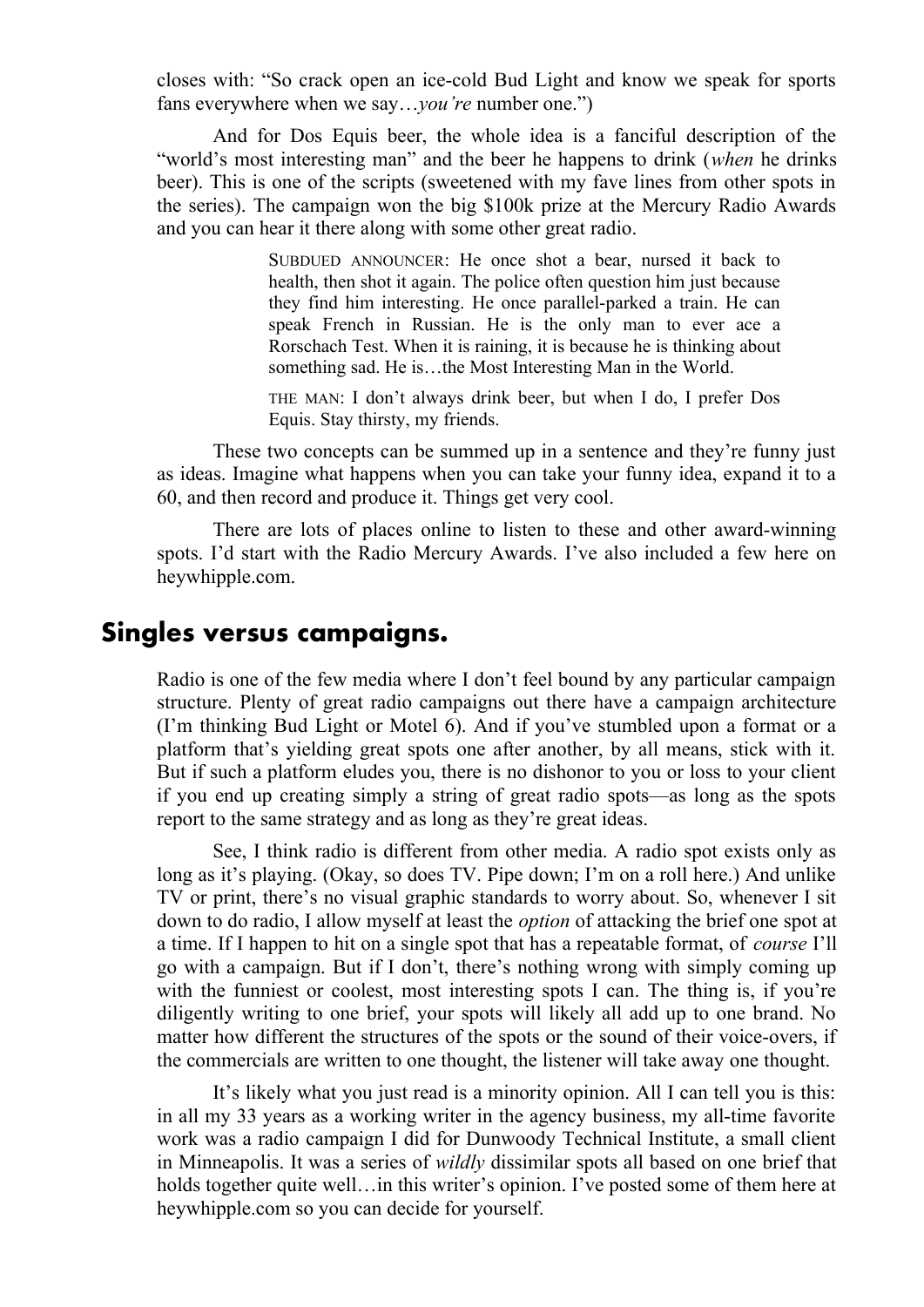closes with: "So crack open an ice-cold Bud Light and know we speak for sports fans everywhere when we say…*you're* number one.")

And for Dos Equis beer, the whole idea is a fanciful description of the "world's most interesting man" and the beer he happens to drink (*when* he drinks beer). This is one of the scripts (sweetened with my fave lines from other spots in the series). The campaign won the big $100k prize at the Mercury Radio Awards and you can hear it there along with some other great radio.

> SUBDUED ANNOUNCER: He once shot a bear, nursed it back to health, then shot it again. The police often question him just because they find him interesting. He once parallel-parked a train. He can speak French in Russian. He is the only man to ever ace a Rorschach Test. When it is raining, it is because he is thinking about something sad. He is…the Most Interesting Man in the World.
>
> THE MAN: I don't always drink beer, but when I do, I prefer Dos Equis. Stay thirsty, my friends.

These two concepts can be summed up in a sentence and they're funny just as ideas. Imagine what happens when you can take your funny idea, expand it to a 60, and then record and produce it. Things get very cool.

There are lots of places online to listen to these and other award-winning spots. I'd start with the Radio Mercury Awards. I've also included a few here on heywhipple.com.

## Singles versus campaigns.

Radio is one of the few media where I don't feel bound by any particular campaign structure. Plenty of great radio campaigns out there have a campaign architecture (I'm thinking Bud Light or Motel 6). And if you've stumbled upon a format or a platform that's yielding great spots one after another, by all means, stick with it. But if such a platform eludes you, there is no dishonor to you or loss to your client if you end up creating simply a string of great radio spots—as long as the spots report to the same strategy and as long as they're great ideas.

See, I think radio is different from other media. A radio spot exists only as long as it's playing. (Okay, so does TV. Pipe down; I'm on a roll here.) And unlike TV or print, there's no visual graphic standards to worry about. So, whenever I sit down to do radio, I allow myself at least the *option* of attacking the brief one spot at a time. If I happen to hit on a single spot that has a repeatable format, of *course* I'll go with a campaign. But if I don't, there's nothing wrong with simply coming up with the funniest or coolest, most interesting spots I can. The thing is, if you're diligently writing to one brief, your spots will likely all add up to one brand. No matter how different the structures of the spots or the sound of their voice-overs, if the commercials are written to one thought, the listener will take away one thought.

It's likely what you just read is a minority opinion. All I can tell you is this: in all my 33 years as a working writer in the agency business, my all-time favorite work was a radio campaign I did for Dunwoody Technical Institute, a small client in Minneapolis. It was a series of *wildly* dissimilar spots all based on one brief that holds together quite well…in this writer's opinion. I've posted some of them here at heywhipple.com so you can decide for yourself.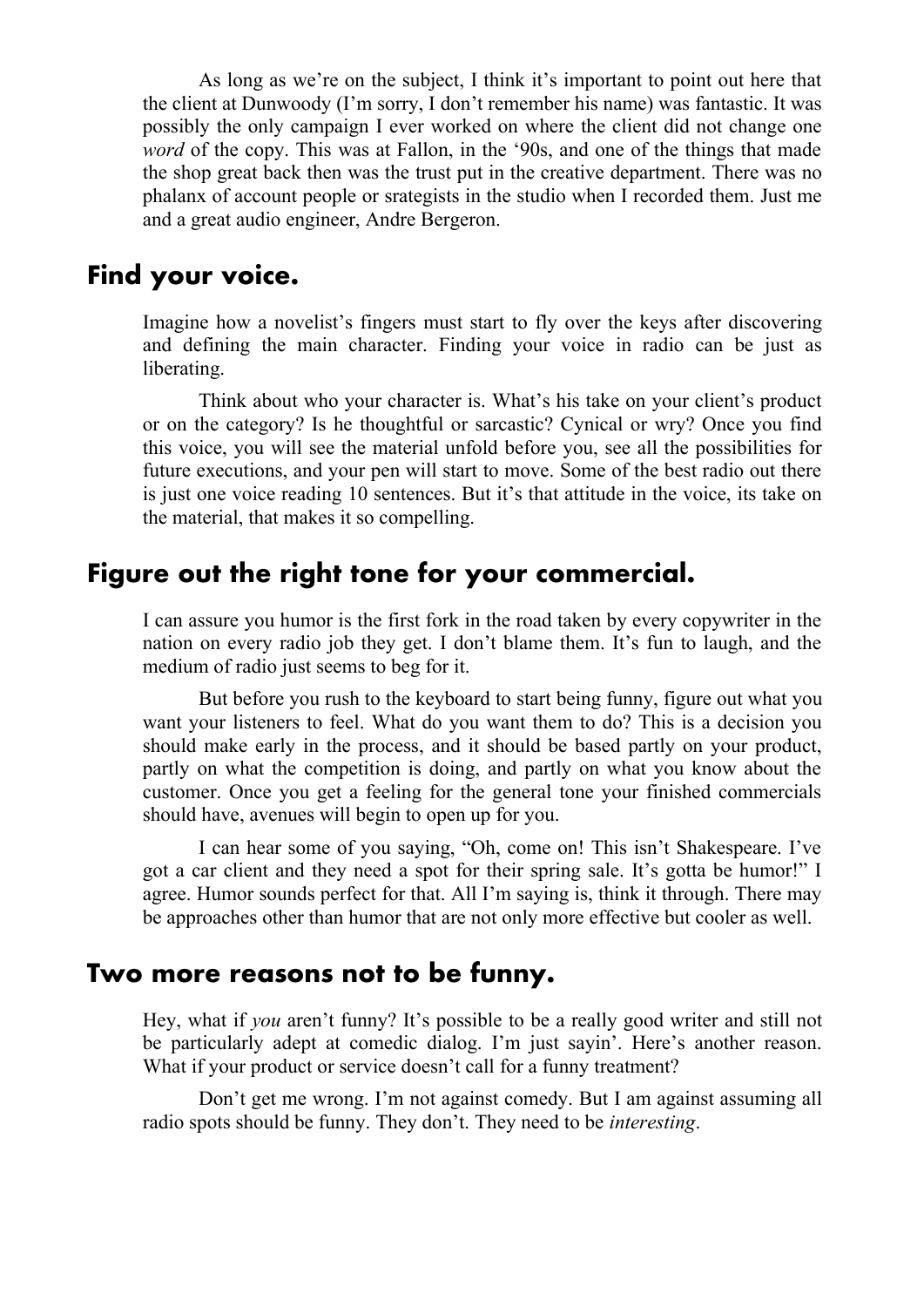As long as we're on the subject, I think it's important to point out here that the client at Dunwoody (I'm sorry, I don't remember his name) was fantastic. It was possibly the only campaign I ever worked on where the client did not change one *word* of the copy. This was at Fallon, in the '90s, and one of the things that made the shop great back then was the trust put in the creative department. There was no phalanx of account people or srategists in the studio when I recorded them. Just me and a great audio engineer, Andre Bergeron.

## Find your voice.

Imagine how a novelist's fingers must start to fly over the keys after discovering and defining the main character. Finding your voice in radio can be just as liberating.

Think about who your character is. What's his take on your client's product or on the category? Is he thoughtful or sarcastic? Cynical or wry? Once you find this voice, you will see the material unfold before you, see all the possibilities for future executions, and your pen will start to move. Some of the best radio out there is just one voice reading 10 sentences. But it's that attitude in the voice, its take on the material, that makes it so compelling.

## Figure out the right tone for your commercial.

I can assure you humor is the first fork in the road taken by every copywriter in the nation on every radio job they get. I don't blame them. It's fun to laugh, and the medium of radio just seems to beg for it.

But before you rush to the keyboard to start being funny, figure out what you want your listeners to feel. What do you want them to do? This is a decision you should make early in the process, and it should be based partly on your product, partly on what the competition is doing, and partly on what you know about the customer. Once you get a feeling for the general tone your finished commercials should have, avenues will begin to open up for you.

I can hear some of you saying, "Oh, come on! This isn't Shakespeare. I've got a car client and they need a spot for their spring sale. It's gotta be humor!" I agree. Humor sounds perfect for that. All I'm saying is, think it through. There may be approaches other than humor that are not only more effective but cooler as well.

## Two more reasons not to be funny.

Hey, what if *you* aren't funny? It's possible to be a really good writer and still not be particularly adept at comedic dialog. I'm just sayin'. Here's another reason. What if your product or service doesn't call for a funny treatment?

Don't get me wrong. I'm not against comedy. But I am against assuming all radio spots should be funny. They don't. They need to be *interesting*.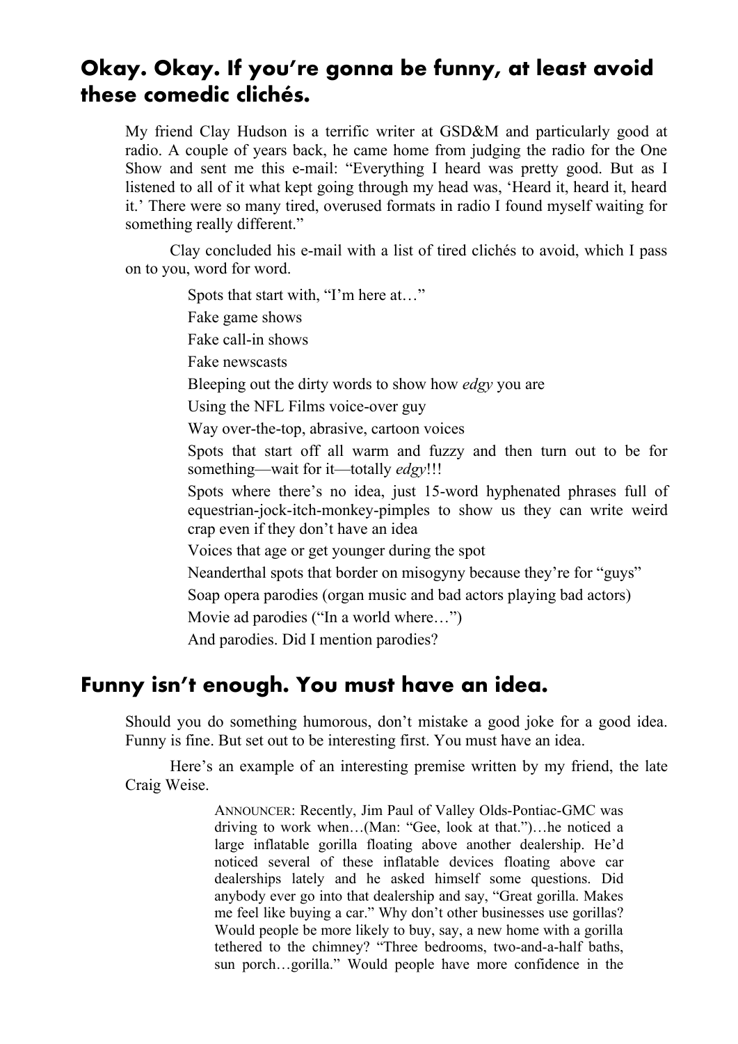## Okay. Okay. If you're gonna be funny, at least avoid these comedic clichés.

My friend Clay Hudson is a terrific writer at GSD&M and particularly good at radio. A couple of years back, he came home from judging the radio for the One Show and sent me this e-mail: "Everything I heard was pretty good. But as I listened to all of it what kept going through my head was, 'Heard it, heard it, heard it.' There were so many tired, overused formats in radio I found myself waiting for something really different."

Clay concluded his e-mail with a list of tired clichés to avoid, which I pass on to you, word for word.

> Spots that start with, "I'm here at…"
>
> Fake game shows
>
> Fake call-in shows
>
> Fake newscasts
>
> Bleeping out the dirty words to show how *edgy* you are
>
> Using the NFL Films voice-over guy
>
> Way over-the-top, abrasive, cartoon voices
>
> Spots that start off all warm and fuzzy and then turn out to be for something—wait for it—totally *edgy*!!!
>
> Spots where there's no idea, just 15-word hyphenated phrases full of equestrian-jock-itch-monkey-pimples to show us they can write weird crap even if they don't have an idea
>
> Voices that age or get younger during the spot
>
> Neanderthal spots that border on misogyny because they're for "guys"
>
> Soap opera parodies (organ music and bad actors playing bad actors)
>
> Movie ad parodies ("In a world where…")
>
> And parodies. Did I mention parodies?

## Funny isn't enough. You must have an idea.

Should you do something humorous, don't mistake a good joke for a good idea. Funny is fine. But set out to be interesting first. You must have an idea.

Here's an example of an interesting premise written by my friend, the late Craig Weise.

> ANNOUNCER: Recently, Jim Paul of Valley Olds-Pontiac-GMC was driving to work when…(Man: "Gee, look at that.")…he noticed a large inflatable gorilla floating above another dealership. He'd noticed several of these inflatable devices floating above car dealerships lately and he asked himself some questions. Did anybody ever go into that dealership and say, "Great gorilla. Makes me feel like buying a car." Why don't other businesses use gorillas? Would people be more likely to buy, say, a new home with a gorilla tethered to the chimney? "Three bedrooms, two-and-a-half baths, sun porch…gorilla." Would people have more confidence in the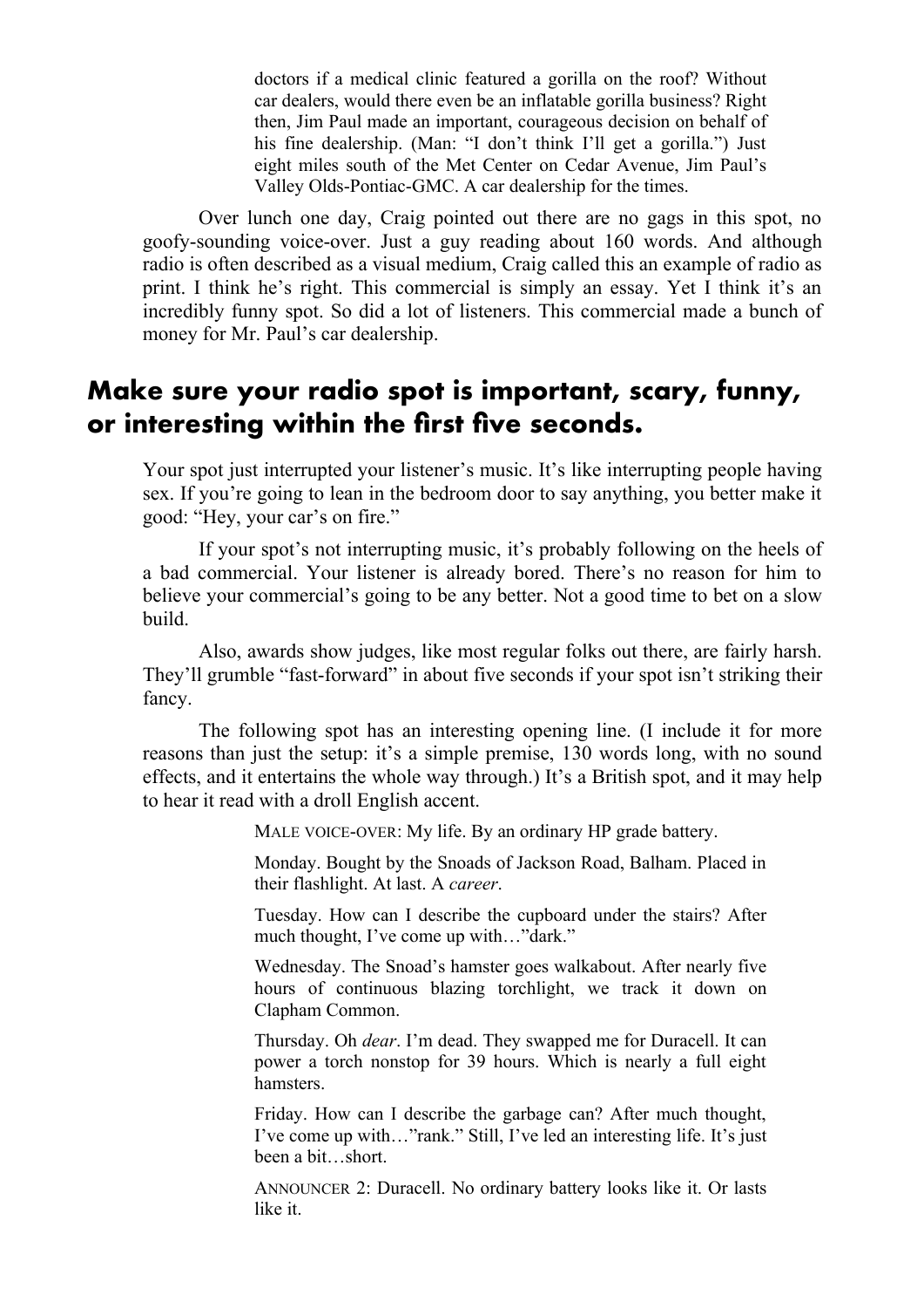doctors if a medical clinic featured a gorilla on the roof? Without car dealers, would there even be an inflatable gorilla business? Right then, Jim Paul made an important, courageous decision on behalf of his fine dealership. (Man: "I don't think I'll get a gorilla.") Just eight miles south of the Met Center on Cedar Avenue, Jim Paul's Valley Olds-Pontiac-GMC. A car dealership for the times.

Over lunch one day, Craig pointed out there are no gags in this spot, no goofy-sounding voice-over. Just a guy reading about 160 words. And although radio is often described as a visual medium, Craig called this an example of radio as print. I think he's right. This commercial is simply an essay. Yet I think it's an incredibly funny spot. So did a lot of listeners. This commercial made a bunch of money for Mr. Paul's car dealership.

## Make sure your radio spot is important, scary, funny, or interesting within the first five seconds.

Your spot just interrupted your listener's music. It's like interrupting people having sex. If you're going to lean in the bedroom door to say anything, you better make it good: "Hey, your car's on fire."

If your spot's not interrupting music, it's probably following on the heels of a bad commercial. Your listener is already bored. There's no reason for him to believe your commercial's going to be any better. Not a good time to bet on a slow build.

Also, awards show judges, like most regular folks out there, are fairly harsh. They'll grumble "fast-forward" in about five seconds if your spot isn't striking their fancy.

The following spot has an interesting opening line. (I include it for more reasons than just the setup: it's a simple premise, 130 words long, with no sound effects, and it entertains the whole way through.) It's a British spot, and it may help to hear it read with a droll English accent.

> MALE VOICE-OVER: My life. By an ordinary HP grade battery.
>
> Monday. Bought by the Snoads of Jackson Road, Balham. Placed in their flashlight. At last. A *career*.
>
> Tuesday. How can I describe the cupboard under the stairs? After much thought, I've come up with…"dark."
>
> Wednesday. The Snoad's hamster goes walkabout. After nearly five hours of continuous blazing torchlight, we track it down on Clapham Common.
>
> Thursday. Oh *dear*. I'm dead. They swapped me for Duracell. It can power a torch nonstop for 39 hours. Which is nearly a full eight hamsters.
>
> Friday. How can I describe the garbage can? After much thought, I've come up with…"rank." Still, I've led an interesting life. It's just been a bit…short.
>
> ANNOUNCER 2: Duracell. No ordinary battery looks like it. Or lasts like it.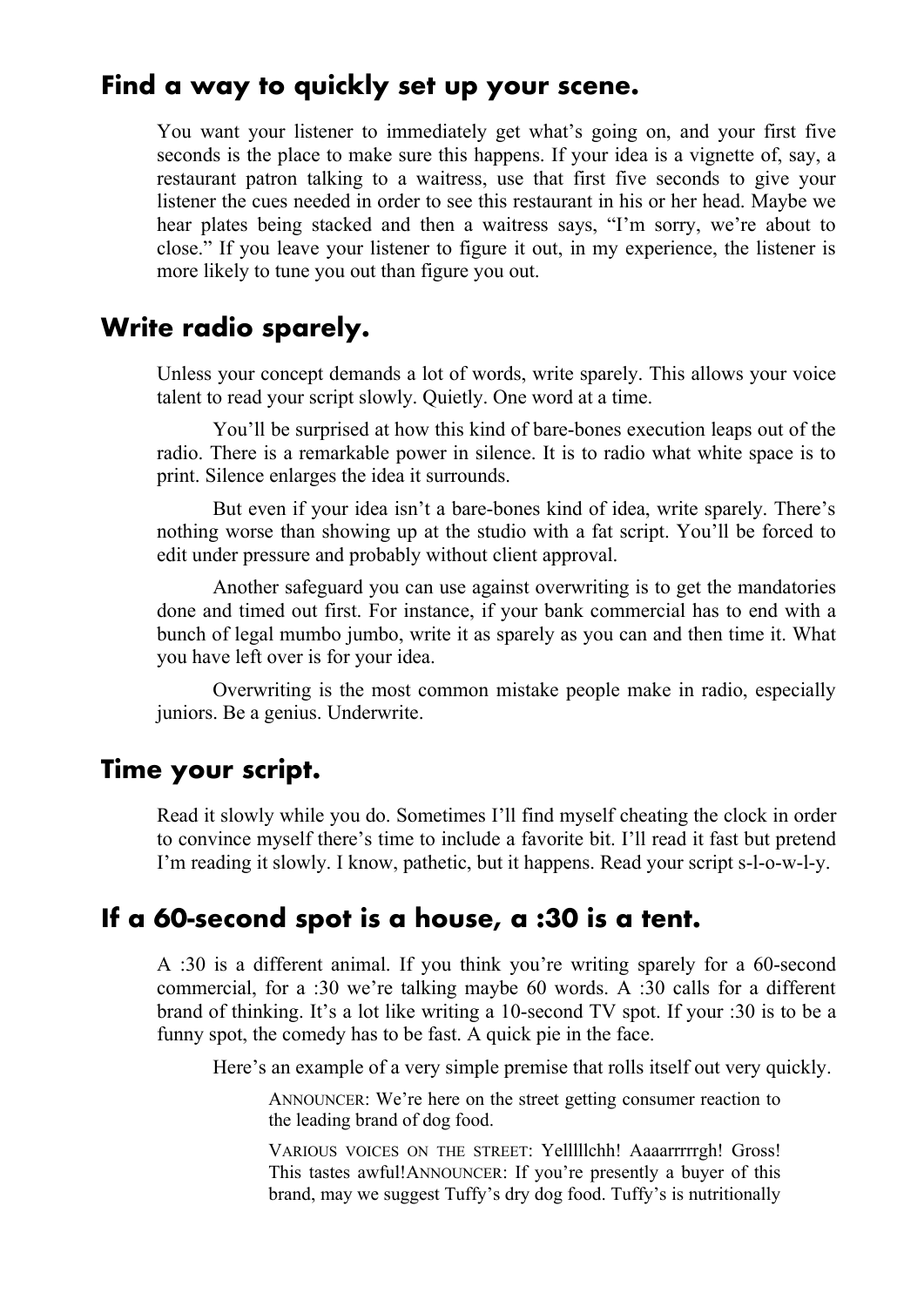## Find a way to quickly set up your scene.

You want your listener to immediately get what's going on, and your first five seconds is the place to make sure this happens. If your idea is a vignette of, say, a restaurant patron talking to a waitress, use that first five seconds to give your listener the cues needed in order to see this restaurant in his or her head. Maybe we hear plates being stacked and then a waitress says, "I'm sorry, we're about to close." If you leave your listener to figure it out, in my experience, the listener is more likely to tune you out than figure you out.

## Write radio sparely.

Unless your concept demands a lot of words, write sparely. This allows your voice talent to read your script slowly. Quietly. One word at a time.

You'll be surprised at how this kind of bare-bones execution leaps out of the radio. There is a remarkable power in silence. It is to radio what white space is to print. Silence enlarges the idea it surrounds.

But even if your idea isn't a bare-bones kind of idea, write sparely. There's nothing worse than showing up at the studio with a fat script. You'll be forced to edit under pressure and probably without client approval.

Another safeguard you can use against overwriting is to get the mandatories done and timed out first. For instance, if your bank commercial has to end with a bunch of legal mumbo jumbo, write it as sparely as you can and then time it. What you have left over is for your idea.

Overwriting is the most common mistake people make in radio, especially juniors. Be a genius. Underwrite.

## Time your script.

Read it slowly while you do. Sometimes I'll find myself cheating the clock in order to convince myself there's time to include a favorite bit. I'll read it fast but pretend I'm reading it slowly. I know, pathetic, but it happens. Read your script s-l-o-w-l-y.

## If a 60-second spot is a house, a :30 is a tent.

A :30 is a different animal. If you think you're writing sparely for a 60-second commercial, for a :30 we're talking maybe 60 words. A :30 calls for a different brand of thinking. It's a lot like writing a 10-second TV spot. If your :30 is to be a funny spot, the comedy has to be fast. A quick pie in the face.

Here's an example of a very simple premise that rolls itself out very quickly.

> ANNOUNCER: We're here on the street getting consumer reaction to the leading brand of dog food.
>
> VARIOUS VOICES ON THE STREET: Yellllchh! Aaaarrrrrgh! Gross! This tastes awful!ANNOUNCER: If you're presently a buyer of this brand, may we suggest Tuffy's dry dog food. Tuffy's is nutritionally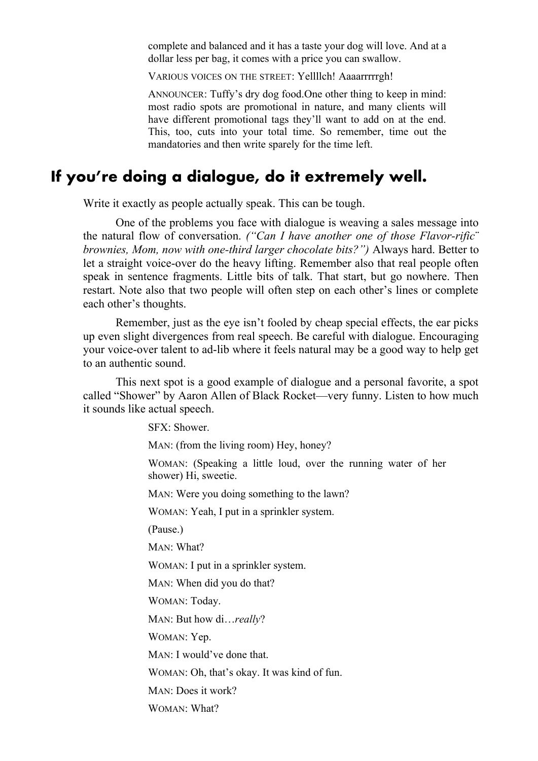complete and balanced and it has a taste your dog will love. And at a dollar less per bag, it comes with a price you can swallow.

VARIOUS VOICES ON THE STREET: Yellllch! Aaaarrrrrgh!

ANNOUNCER: Tuffy's dry dog food.One other thing to keep in mind: most radio spots are promotional in nature, and many clients will have different promotional tags they'll want to add on at the end. This, too, cuts into your total time. So remember, time out the mandatories and then write sparely for the time left.

## If you're doing a dialogue, do it extremely well.

Write it exactly as people actually speak. This can be tough.

One of the problems you face with dialogue is weaving a sales message into the natural flow of conversation. *("Can I have another one of those Flavor-rific¨ brownies, Mom, now with one-third larger chocolate bits?")* Always hard. Better to let a straight voice-over do the heavy lifting. Remember also that real people often speak in sentence fragments. Little bits of talk. That start, but go nowhere. Then restart. Note also that two people will often step on each other's lines or complete each other's thoughts.

Remember, just as the eye isn't fooled by cheap special effects, the ear picks up even slight divergences from real speech. Be careful with dialogue. Encouraging your voice-over talent to ad-lib where it feels natural may be a good way to help get to an authentic sound.

This next spot is a good example of dialogue and a personal favorite, a spot called "Shower" by Aaron Allen of Black Rocket—very funny. Listen to how much it sounds like actual speech.

SFX: Shower.

MAN: (from the living room) Hey, honey?

WOMAN: (Speaking a little loud, over the running water of her shower) Hi, sweetie.

MAN: Were you doing something to the lawn?

WOMAN: Yeah, I put in a sprinkler system.

(Pause.)

MAN: What?

WOMAN: I put in a sprinkler system.

MAN: When did you do that?

WOMAN: Today.

MAN: But how di…*really*?

WOMAN: Yep.

MAN: I would've done that.

WOMAN: Oh, that's okay. It was kind of fun.

MAN: Does it work?

WOMAN: What?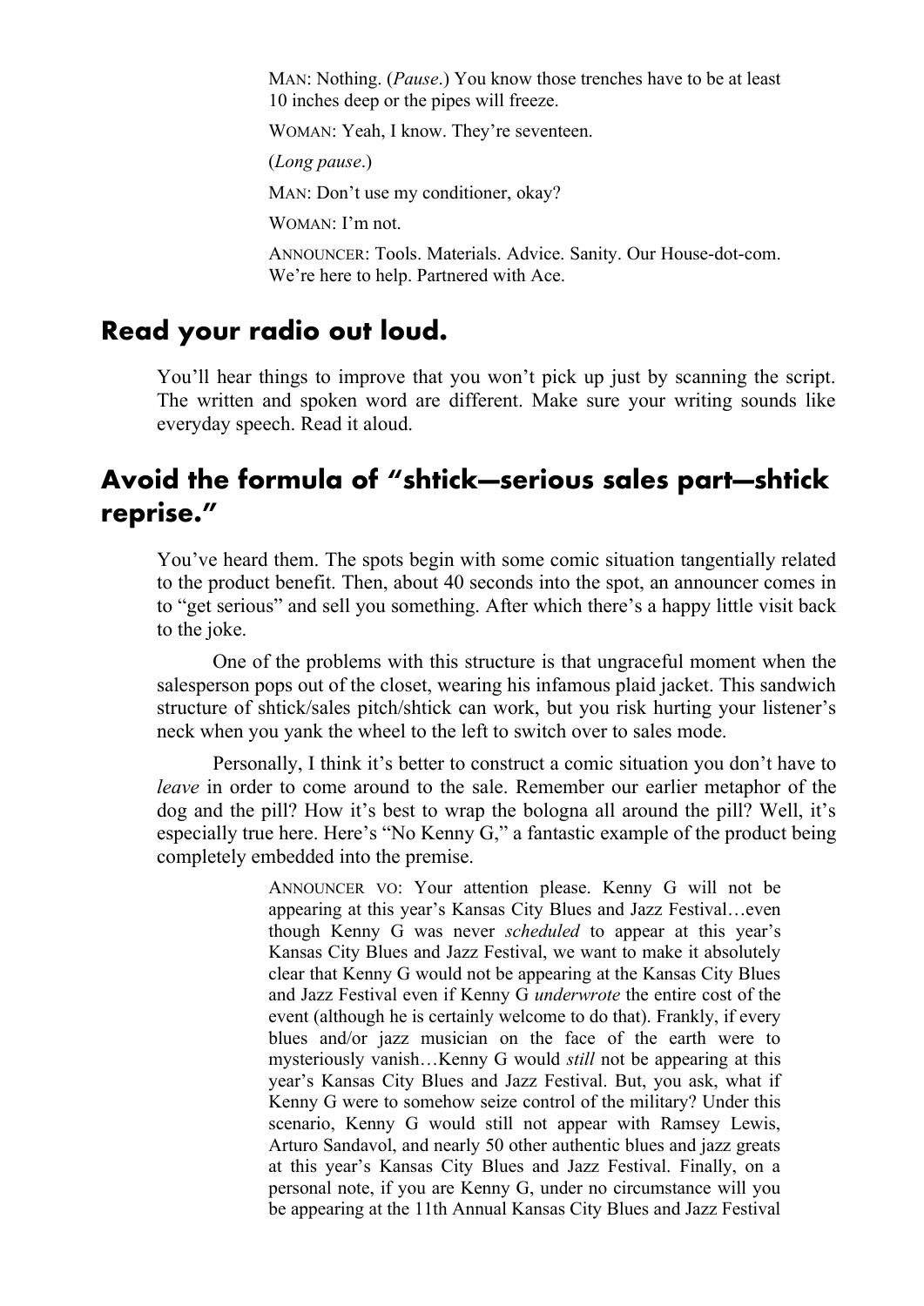MAN: Nothing. (*Pause*.) You know those trenches have to be at least 10 inches deep or the pipes will freeze.

WOMAN: Yeah, I know. They're seventeen.

(*Long pause*.)

MAN: Don't use my conditioner, okay?

WOMAN: I'm not.

ANNOUNCER: Tools. Materials. Advice. Sanity. Our House-dot-com. We're here to help. Partnered with Ace.

## Read your radio out loud.

You'll hear things to improve that you won't pick up just by scanning the script. The written and spoken word are different. Make sure your writing sounds like everyday speech. Read it aloud.

## Avoid the formula of "shtick—serious sales part—shtick reprise."

You've heard them. The spots begin with some comic situation tangentially related to the product benefit. Then, about 40 seconds into the spot, an announcer comes in to "get serious" and sell you something. After which there's a happy little visit back to the joke.

One of the problems with this structure is that ungraceful moment when the salesperson pops out of the closet, wearing his infamous plaid jacket. This sandwich structure of shtick/sales pitch/shtick can work, but you risk hurting your listener's neck when you yank the wheel to the left to switch over to sales mode.

Personally, I think it's better to construct a comic situation you don't have to *leave* in order to come around to the sale. Remember our earlier metaphor of the dog and the pill? How it's best to wrap the bologna all around the pill? Well, it's especially true here. Here's "No Kenny G," a fantastic example of the product being completely embedded into the premise.

ANNOUNCER VO: Your attention please. Kenny G will not be appearing at this year's Kansas City Blues and Jazz Festival…even though Kenny G was never *scheduled* to appear at this year's Kansas City Blues and Jazz Festival, we want to make it absolutely clear that Kenny G would not be appearing at the Kansas City Blues and Jazz Festival even if Kenny G *underwrote* the entire cost of the event (although he is certainly welcome to do that). Frankly, if every blues and/or jazz musician on the face of the earth were to mysteriously vanish…Kenny G would *still* not be appearing at this year's Kansas City Blues and Jazz Festival. But, you ask, what if Kenny G were to somehow seize control of the military? Under this scenario, Kenny G would still not appear with Ramsey Lewis, Arturo Sandavol, and nearly 50 other authentic blues and jazz greats at this year's Kansas City Blues and Jazz Festival. Finally, on a personal note, if you are Kenny G, under no circumstance will you be appearing at the 11th Annual Kansas City Blues and Jazz Festival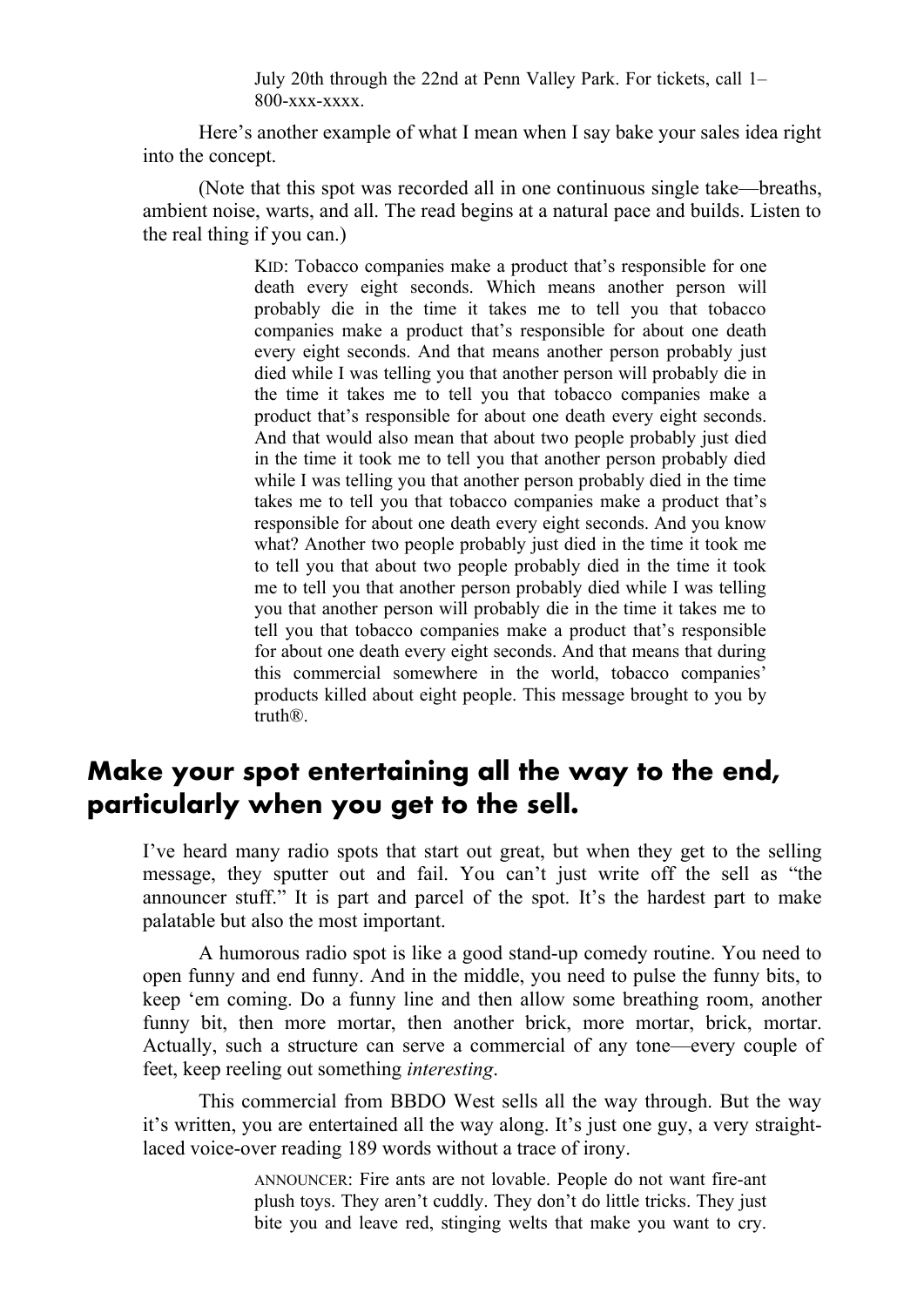July 20th through the 22nd at Penn Valley Park. For tickets, call 1–800-xxx-xxxx.

Here's another example of what I mean when I say bake your sales idea right into the concept.

(Note that this spot was recorded all in one continuous single take—breaths, ambient noise, warts, and all. The read begins at a natural pace and builds. Listen to the real thing if you can.)

> KID: Tobacco companies make a product that's responsible for one death every eight seconds. Which means another person will probably die in the time it takes me to tell you that tobacco companies make a product that's responsible for about one death every eight seconds. And that means another person probably just died while I was telling you that another person will probably die in the time it takes me to tell you that tobacco companies make a product that's responsible for about one death every eight seconds. And that would also mean that about two people probably just died in the time it took me to tell you that another person probably died while I was telling you that another person probably died in the time takes me to tell you that tobacco companies make a product that's responsible for about one death every eight seconds. And you know what? Another two people probably just died in the time it took me to tell you that about two people probably died in the time it took me to tell you that another person probably died while I was telling you that another person will probably die in the time it takes me to tell you that tobacco companies make a product that's responsible for about one death every eight seconds. And that means that during this commercial somewhere in the world, tobacco companies' products killed about eight people. This message brought to you by truth®.

## Make your spot entertaining all the way to the end, particularly when you get to the sell.

I've heard many radio spots that start out great, but when they get to the selling message, they sputter out and fail. You can't just write off the sell as "the announcer stuff." It is part and parcel of the spot. It's the hardest part to make palatable but also the most important.

A humorous radio spot is like a good stand-up comedy routine. You need to open funny and end funny. And in the middle, you need to pulse the funny bits, to keep 'em coming. Do a funny line and then allow some breathing room, another funny bit, then more mortar, then another brick, more mortar, brick, mortar. Actually, such a structure can serve a commercial of any tone—every couple of feet, keep reeling out something *interesting*.

This commercial from BBDO West sells all the way through. But the way it's written, you are entertained all the way along. It's just one guy, a very straight-laced voice-over reading 189 words without a trace of irony.

> ANNOUNCER: Fire ants are not lovable. People do not want fire-ant plush toys. They aren't cuddly. They don't do little tricks. They just bite you and leave red, stinging welts that make you want to cry.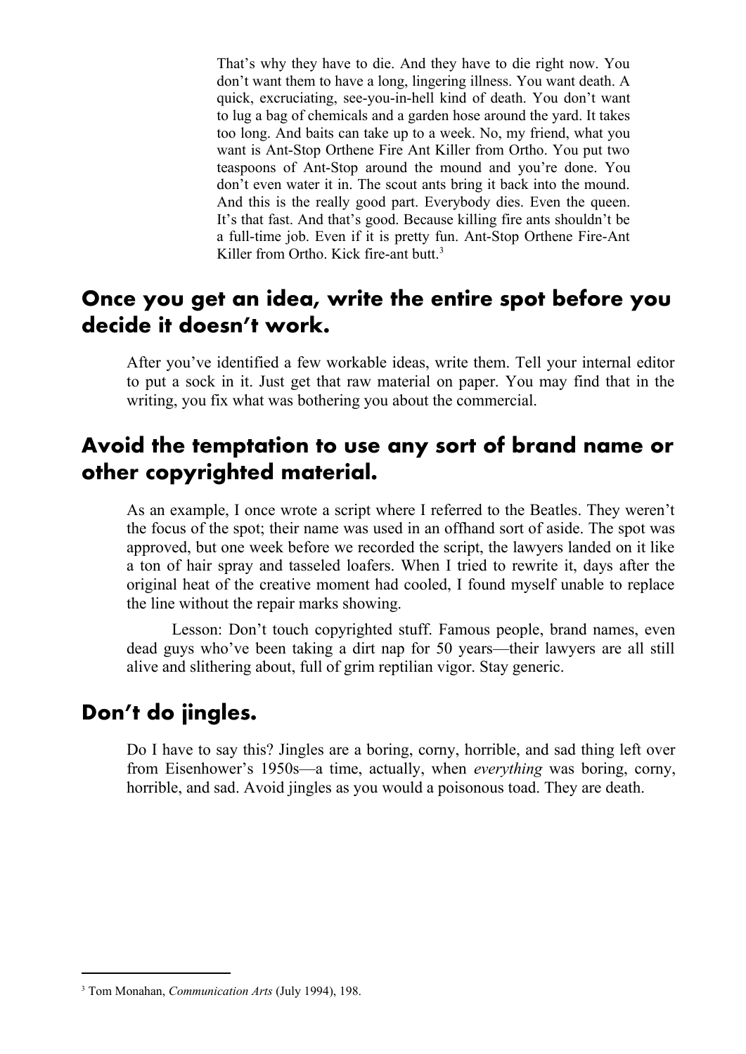> That's why they have to die. And they have to die right now. You don't want them to have a long, lingering illness. You want death. A quick, excruciating, see-you-in-hell kind of death. You don't want to lug a bag of chemicals and a garden hose around the yard. It takes too long. And baits can take up to a week. No, my friend, what you want is Ant-Stop Orthene Fire Ant Killer from Ortho. You put two teaspoons of Ant-Stop around the mound and you're done. You don't even water it in. The scout ants bring it back into the mound. And this is the really good part. Everybody dies. Even the queen. It's that fast. And that's good. Because killing fire ants shouldn't be a full-time job. Even if it is pretty fun. Ant-Stop Orthene Fire-Ant Killer from Ortho. Kick fire-ant butt.[3]

## Once you get an idea, write the entire spot before you decide it doesn't work.

After you've identified a few workable ideas, write them. Tell your internal editor to put a sock in it. Just get that raw material on paper. You may find that in the writing, you fix what was bothering you about the commercial.

## Avoid the temptation to use any sort of brand name or other copyrighted material.

As an example, I once wrote a script where I referred to the Beatles. They weren't the focus of the spot; their name was used in an offhand sort of aside. The spot was approved, but one week before we recorded the script, the lawyers landed on it like a ton of hair spray and tasseled loafers. When I tried to rewrite it, days after the original heat of the creative moment had cooled, I found myself unable to replace the line without the repair marks showing.

Lesson: Don't touch copyrighted stuff. Famous people, brand names, even dead guys who've been taking a dirt nap for 50 years—their lawyers are all still alive and slithering about, full of grim reptilian vigor. Stay generic.

## Don't do jingles.

Do I have to say this? Jingles are a boring, corny, horrible, and sad thing left over from Eisenhower's 1950s—a time, actually, when *everything* was boring, corny, horrible, and sad. Avoid jingles as you would a poisonous toad. They are death.

---

[3] Tom Monahan, *Communication Arts* (July 1994), 198.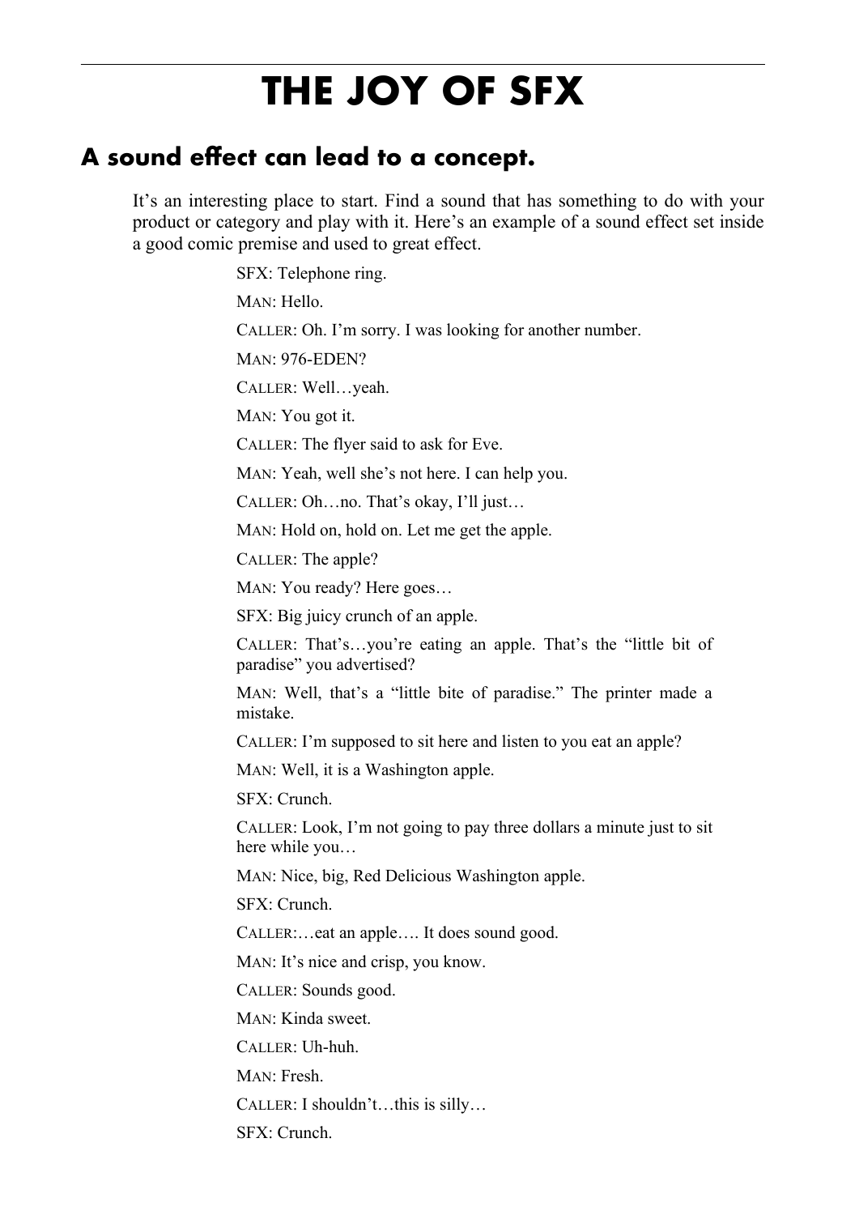# THE JOY OF SFX

## A sound effect can lead to a concept.

It's an interesting place to start. Find a sound that has something to do with your product or category and play with it. Here's an example of a sound effect set inside a good comic premise and used to great effect.

SFX: Telephone ring.

MAN: Hello.

CALLER: Oh. I'm sorry. I was looking for another number.

MAN: 976-EDEN?

CALLER: Well…yeah.

MAN: You got it.

CALLER: The flyer said to ask for Eve.

MAN: Yeah, well she's not here. I can help you.

CALLER: Oh…no. That's okay, I'll just…

MAN: Hold on, hold on. Let me get the apple.

CALLER: The apple?

MAN: You ready? Here goes…

SFX: Big juicy crunch of an apple.

CALLER: That's…you're eating an apple. That's the "little bit of paradise" you advertised?

MAN: Well, that's a "little bite of paradise." The printer made a mistake.

CALLER: I'm supposed to sit here and listen to you eat an apple?

MAN: Well, it is a Washington apple.

SFX: Crunch.

CALLER: Look, I'm not going to pay three dollars a minute just to sit here while you…

MAN: Nice, big, Red Delicious Washington apple.

SFX: Crunch.

CALLER:…eat an apple…. It does sound good.

MAN: It's nice and crisp, you know.

CALLER: Sounds good.

MAN: Kinda sweet.

CALLER: Uh-huh.

MAN: Fresh.

CALLER: I shouldn't…this is silly…

SFX: Crunch.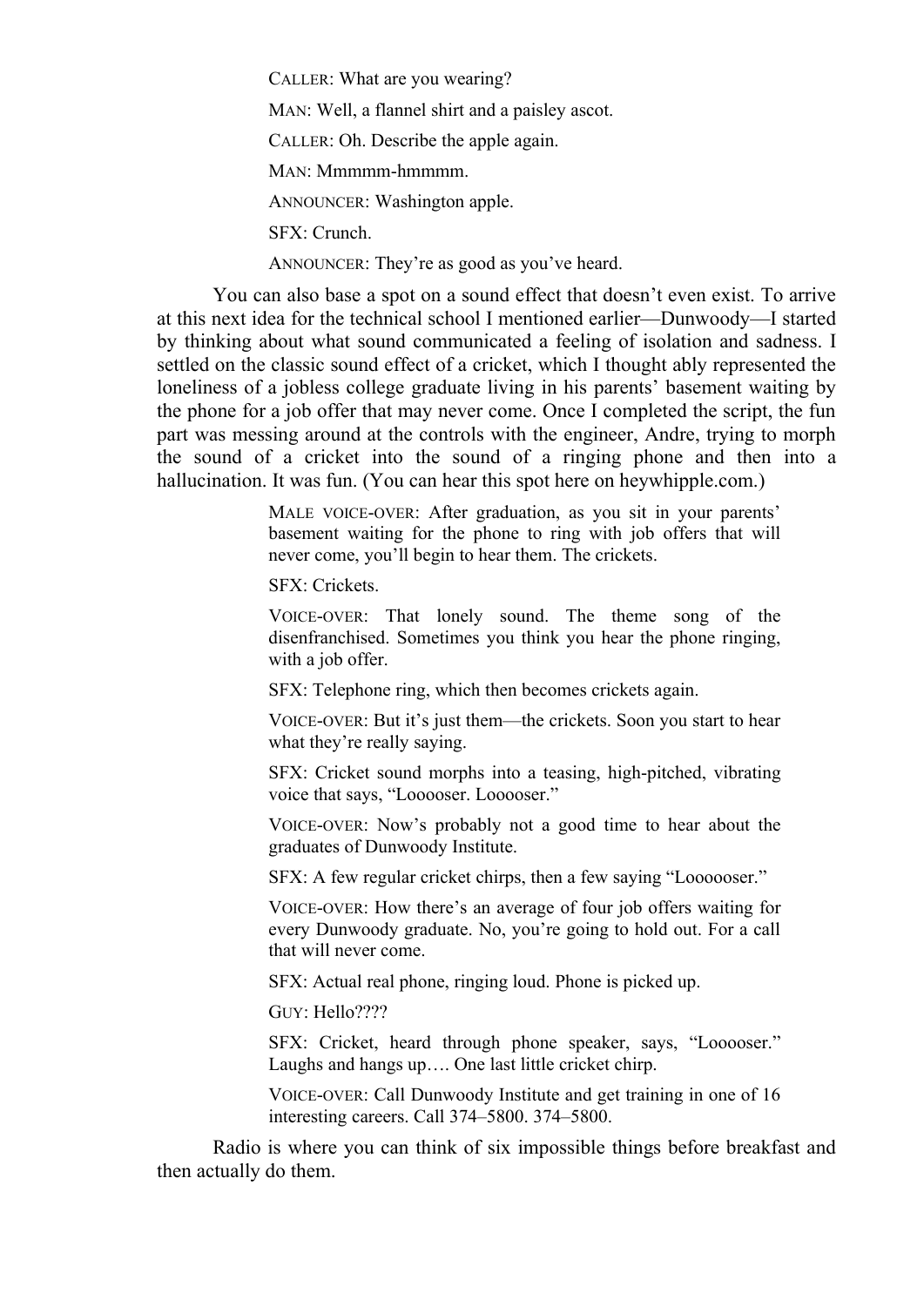CALLER: What are you wearing?

MAN: Well, a flannel shirt and a paisley ascot.

CALLER: Oh. Describe the apple again.

MAN: Mmmmm-hmmmm.

ANNOUNCER: Washington apple.

SFX: Crunch.

ANNOUNCER: They're as good as you've heard.

You can also base a spot on a sound effect that doesn't even exist. To arrive at this next idea for the technical school I mentioned earlier—Dunwoody—I started by thinking about what sound communicated a feeling of isolation and sadness. I settled on the classic sound effect of a cricket, which I thought ably represented the loneliness of a jobless college graduate living in his parents' basement waiting by the phone for a job offer that may never come. Once I completed the script, the fun part was messing around at the controls with the engineer, Andre, trying to morph the sound of a cricket into the sound of a ringing phone and then into a hallucination. It was fun. (You can hear this spot here on heywhipple.com.)

MALE VOICE-OVER: After graduation, as you sit in your parents' basement waiting for the phone to ring with job offers that will never come, you'll begin to hear them. The crickets.

SFX: Crickets.

VOICE-OVER: That lonely sound. The theme song of the disenfranchised. Sometimes you think you hear the phone ringing, with a job offer.

SFX: Telephone ring, which then becomes crickets again.

VOICE-OVER: But it's just them—the crickets. Soon you start to hear what they're really saying.

SFX: Cricket sound morphs into a teasing, high-pitched, vibrating voice that says, "Looooser. Looooser."

VOICE-OVER: Now's probably not a good time to hear about the graduates of Dunwoody Institute.

SFX: A few regular cricket chirps, then a few saying "Loooooser."

VOICE-OVER: How there's an average of four job offers waiting for every Dunwoody graduate. No, you're going to hold out. For a call that will never come.

SFX: Actual real phone, ringing loud. Phone is picked up.

GUY: Hello????

SFX: Cricket, heard through phone speaker, says, "Looooser." Laughs and hangs up…. One last little cricket chirp.

VOICE-OVER: Call Dunwoody Institute and get training in one of 16 interesting careers. Call 374–5800. 374–5800.

Radio is where you can think of six impossible things before breakfast and then actually do them.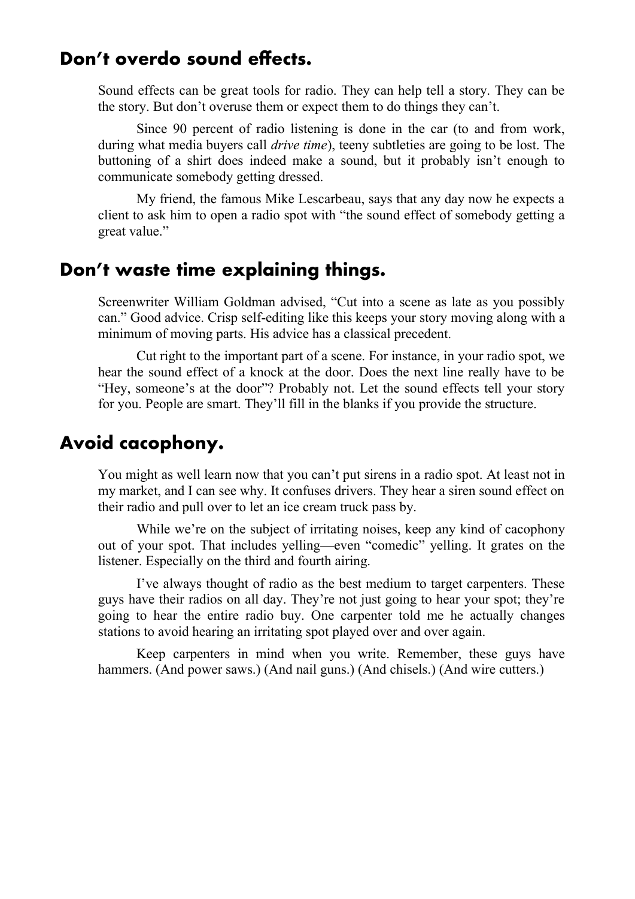## Don't overdo sound effects.

Sound effects can be great tools for radio. They can help tell a story. They can be the story. But don't overuse them or expect them to do things they can't.

Since 90 percent of radio listening is done in the car (to and from work, during what media buyers call *drive time*), teeny subtleties are going to be lost. The buttoning of a shirt does indeed make a sound, but it probably isn't enough to communicate somebody getting dressed.

My friend, the famous Mike Lescarbeau, says that any day now he expects a client to ask him to open a radio spot with "the sound effect of somebody getting a great value."

## Don't waste time explaining things.

Screenwriter William Goldman advised, "Cut into a scene as late as you possibly can." Good advice. Crisp self-editing like this keeps your story moving along with a minimum of moving parts. His advice has a classical precedent.

Cut right to the important part of a scene. For instance, in your radio spot, we hear the sound effect of a knock at the door. Does the next line really have to be "Hey, someone's at the door"? Probably not. Let the sound effects tell your story for you. People are smart. They'll fill in the blanks if you provide the structure.

## Avoid cacophony.

You might as well learn now that you can't put sirens in a radio spot. At least not in my market, and I can see why. It confuses drivers. They hear a siren sound effect on their radio and pull over to let an ice cream truck pass by.

While we're on the subject of irritating noises, keep any kind of cacophony out of your spot. That includes yelling—even "comedic" yelling. It grates on the listener. Especially on the third and fourth airing.

I've always thought of radio as the best medium to target carpenters. These guys have their radios on all day. They're not just going to hear your spot; they're going to hear the entire radio buy. One carpenter told me he actually changes stations to avoid hearing an irritating spot played over and over again.

Keep carpenters in mind when you write. Remember, these guys have hammers. (And power saws.) (And nail guns.) (And chisels.) (And wire cutters.)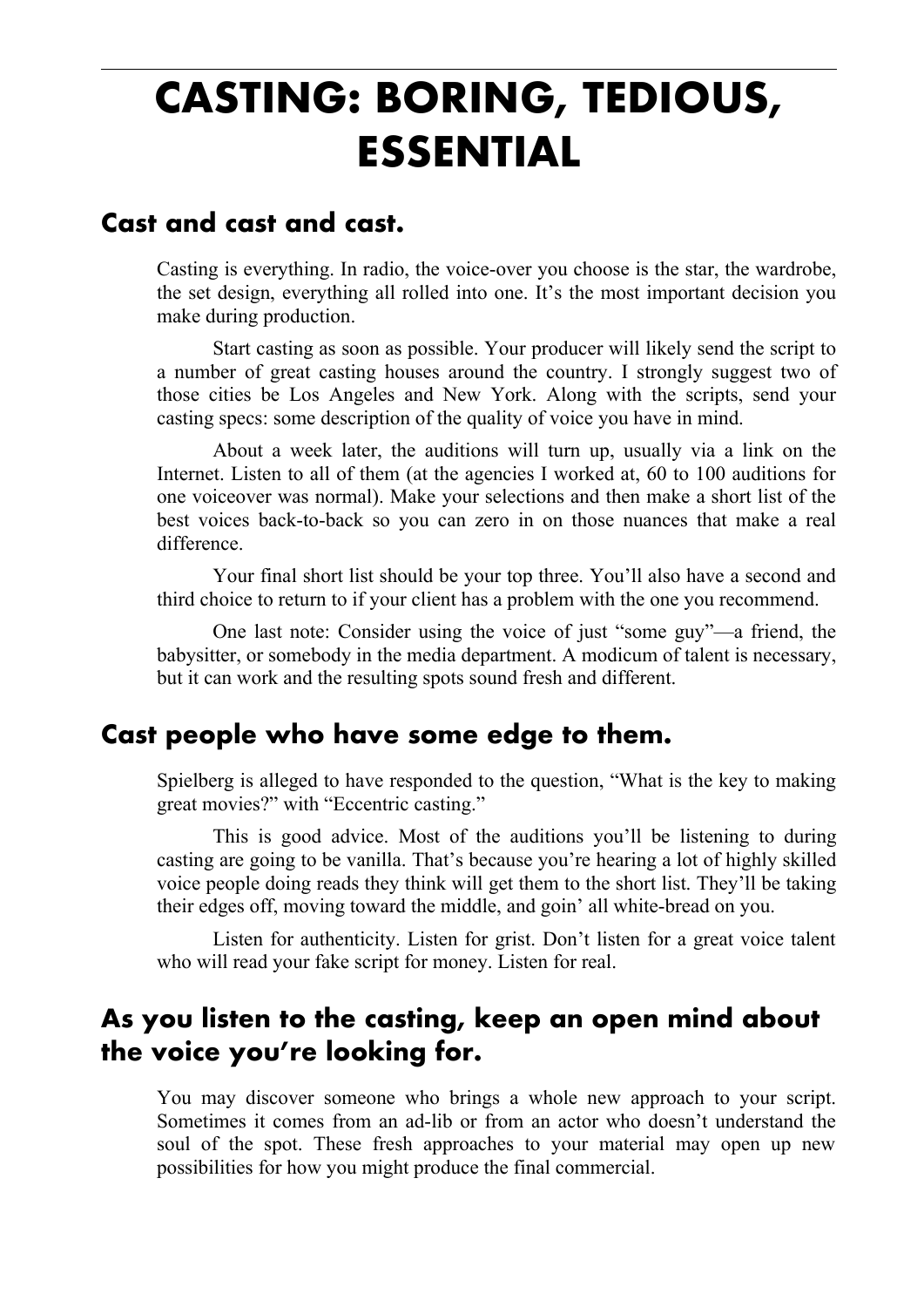# CASTING: BORING, TEDIOUS, ESSENTIAL

## Cast and cast and cast.

Casting is everything. In radio, the voice-over you choose is the star, the wardrobe, the set design, everything all rolled into one. It's the most important decision you make during production.

Start casting as soon as possible. Your producer will likely send the script to a number of great casting houses around the country. I strongly suggest two of those cities be Los Angeles and New York. Along with the scripts, send your casting specs: some description of the quality of voice you have in mind.

About a week later, the auditions will turn up, usually via a link on the Internet. Listen to all of them (at the agencies I worked at, 60 to 100 auditions for one voiceover was normal). Make your selections and then make a short list of the best voices back-to-back so you can zero in on those nuances that make a real difference.

Your final short list should be your top three. You'll also have a second and third choice to return to if your client has a problem with the one you recommend.

One last note: Consider using the voice of just "some guy"—a friend, the babysitter, or somebody in the media department. A modicum of talent is necessary, but it can work and the resulting spots sound fresh and different.

## Cast people who have some edge to them.

Spielberg is alleged to have responded to the question, "What is the key to making great movies?" with "Eccentric casting."

This is good advice. Most of the auditions you'll be listening to during casting are going to be vanilla. That's because you're hearing a lot of highly skilled voice people doing reads they think will get them to the short list. They'll be taking their edges off, moving toward the middle, and goin' all white-bread on you.

Listen for authenticity. Listen for grist. Don't listen for a great voice talent who will read your fake script for money. Listen for real.

## As you listen to the casting, keep an open mind about the voice you're looking for.

You may discover someone who brings a whole new approach to your script. Sometimes it comes from an ad-lib or from an actor who doesn't understand the soul of the spot. These fresh approaches to your material may open up new possibilities for how you might produce the final commercial.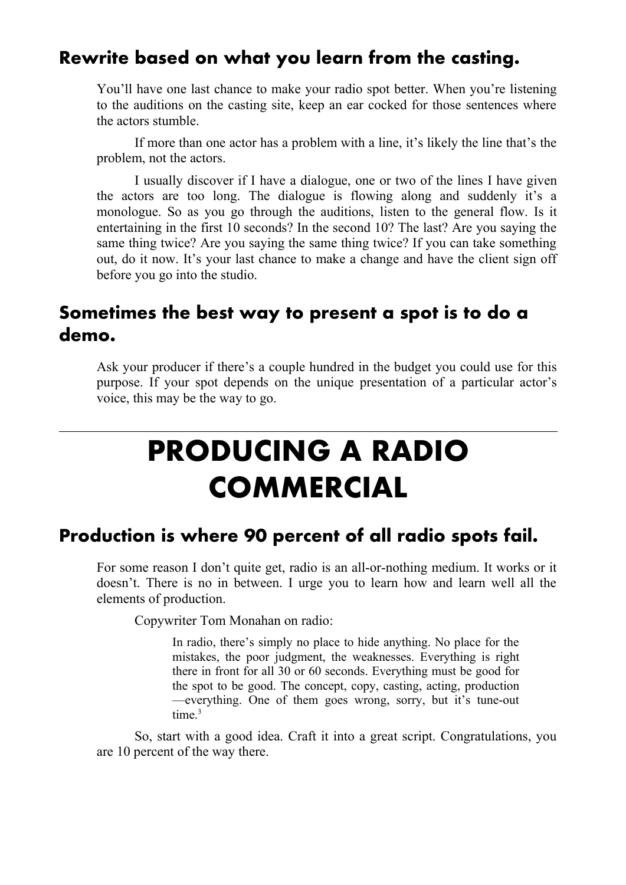## Rewrite based on what you learn from the casting.

You'll have one last chance to make your radio spot better. When you're listening to the auditions on the casting site, keep an ear cocked for those sentences where the actors stumble.

If more than one actor has a problem with a line, it's likely the line that's the problem, not the actors.

I usually discover if I have a dialogue, one or two of the lines I have given the actors are too long. The dialogue is flowing along and suddenly it's a monologue. So as you go through the auditions, listen to the general flow. Is it entertaining in the first 10 seconds? In the second 10? The last? Are you saying the same thing twice? Are you saying the same thing twice? If you can take something out, do it now. It's your last chance to make a change and have the client sign off before you go into the studio.

## Sometimes the best way to present a spot is to do a demo.

Ask your producer if there's a couple hundred in the budget you could use for this purpose. If your spot depends on the unique presentation of a particular actor's voice, this may be the way to go.

---

# PRODUCING A RADIO COMMERCIAL

## Production is where 90 percent of all radio spots fail.

For some reason I don't quite get, radio is an all-or-nothing medium. It works or it doesn't. There is no in between. I urge you to learn how and learn well all the elements of production.

Copywriter Tom Monahan on radio:

> In radio, there's simply no place to hide anything. No place for the mistakes, the poor judgment, the weaknesses. Everything is right there in front for all 30 or 60 seconds. Everything must be good for the spot to be good. The concept, copy, casting, acting, production—everything. One of them goes wrong, sorry, but it's tune-out time.[3]

So, start with a good idea. Craft it into a great script. Congratulations, you are 10 percent of the way there.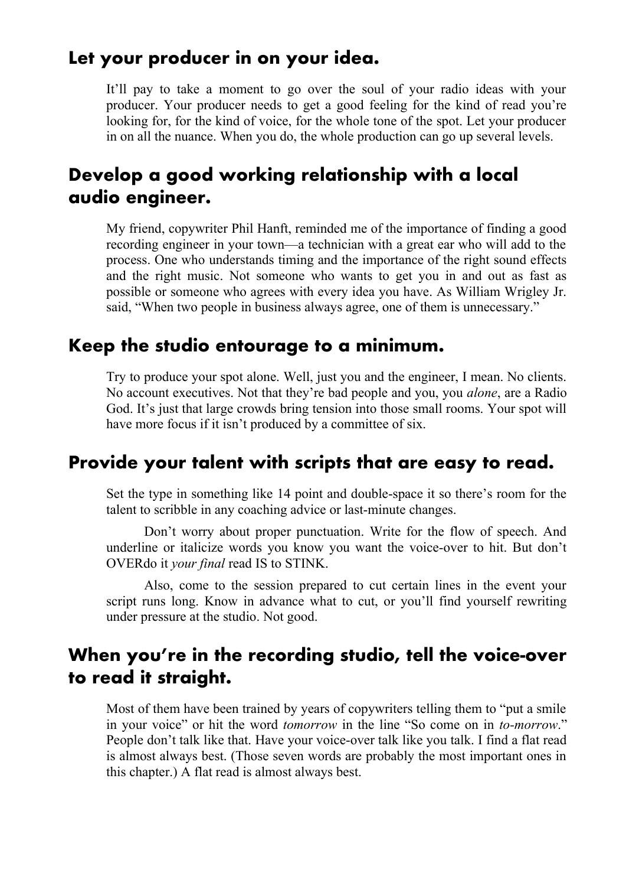## Let your producer in on your idea.

It'll pay to take a moment to go over the soul of your radio ideas with your producer. Your producer needs to get a good feeling for the kind of read you're looking for, for the kind of voice, for the whole tone of the spot. Let your producer in on all the nuance. When you do, the whole production can go up several levels.

## Develop a good working relationship with a local audio engineer.

My friend, copywriter Phil Hanft, reminded me of the importance of finding a good recording engineer in your town—a technician with a great ear who will add to the process. One who understands timing and the importance of the right sound effects and the right music. Not someone who wants to get you in and out as fast as possible or someone who agrees with every idea you have. As William Wrigley Jr. said, "When two people in business always agree, one of them is unnecessary."

## Keep the studio entourage to a minimum.

Try to produce your spot alone. Well, just you and the engineer, I mean. No clients. No account executives. Not that they're bad people and you, you *alone*, are a Radio God. It's just that large crowds bring tension into those small rooms. Your spot will have more focus if it isn't produced by a committee of six.

## Provide your talent with scripts that are easy to read.

Set the type in something like 14 point and double-space it so there's room for the talent to scribble in any coaching advice or last-minute changes.

Don't worry about proper punctuation. Write for the flow of speech. And underline or italicize words you know you want the voice-over to hit. But don't OVERdo it *your final* read IS to STINK.

Also, come to the session prepared to cut certain lines in the event your script runs long. Know in advance what to cut, or you'll find yourself rewriting under pressure at the studio. Not good.

## When you're in the recording studio, tell the voice-over to read it straight.

Most of them have been trained by years of copywriters telling them to "put a smile in your voice" or hit the word *tomorrow* in the line "So come on in *to-morrow*." People don't talk like that. Have your voice-over talk like you talk. I find a flat read is almost always best. (Those seven words are probably the most important ones in this chapter.) A flat read is almost always best.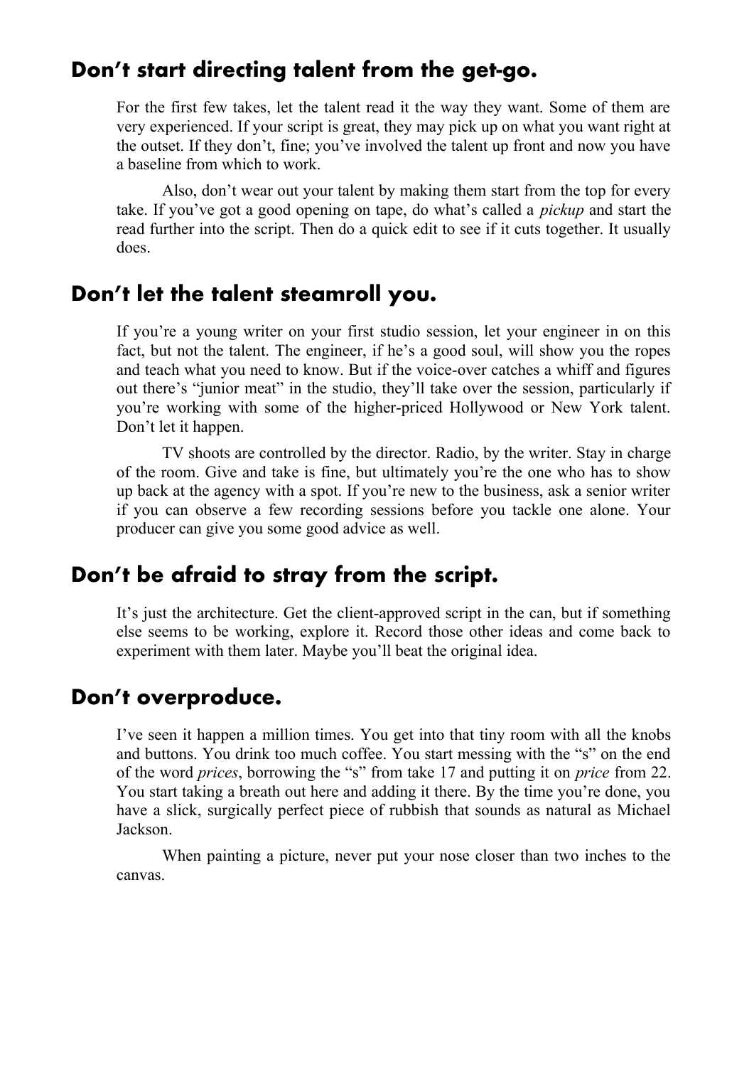## Don't start directing talent from the get-go.

For the first few takes, let the talent read it the way they want. Some of them are very experienced. If your script is great, they may pick up on what you want right at the outset. If they don't, fine; you've involved the talent up front and now you have a baseline from which to work.

Also, don't wear out your talent by making them start from the top for every take. If you've got a good opening on tape, do what's called a *pickup* and start the read further into the script. Then do a quick edit to see if it cuts together. It usually does.

## Don't let the talent steamroll you.

If you're a young writer on your first studio session, let your engineer in on this fact, but not the talent. The engineer, if he's a good soul, will show you the ropes and teach what you need to know. But if the voice-over catches a whiff and figures out there's "junior meat" in the studio, they'll take over the session, particularly if you're working with some of the higher-priced Hollywood or New York talent. Don't let it happen.

TV shoots are controlled by the director. Radio, by the writer. Stay in charge of the room. Give and take is fine, but ultimately you're the one who has to show up back at the agency with a spot. If you're new to the business, ask a senior writer if you can observe a few recording sessions before you tackle one alone. Your producer can give you some good advice as well.

## Don't be afraid to stray from the script.

It's just the architecture. Get the client-approved script in the can, but if something else seems to be working, explore it. Record those other ideas and come back to experiment with them later. Maybe you'll beat the original idea.

## Don't overproduce.

I've seen it happen a million times. You get into that tiny room with all the knobs and buttons. You drink too much coffee. You start messing with the "s" on the end of the word *prices*, borrowing the "s" from take 17 and putting it on *price* from 22. You start taking a breath out here and adding it there. By the time you're done, you have a slick, surgically perfect piece of rubbish that sounds as natural as Michael Jackson.

When painting a picture, never put your nose closer than two inches to the canvas.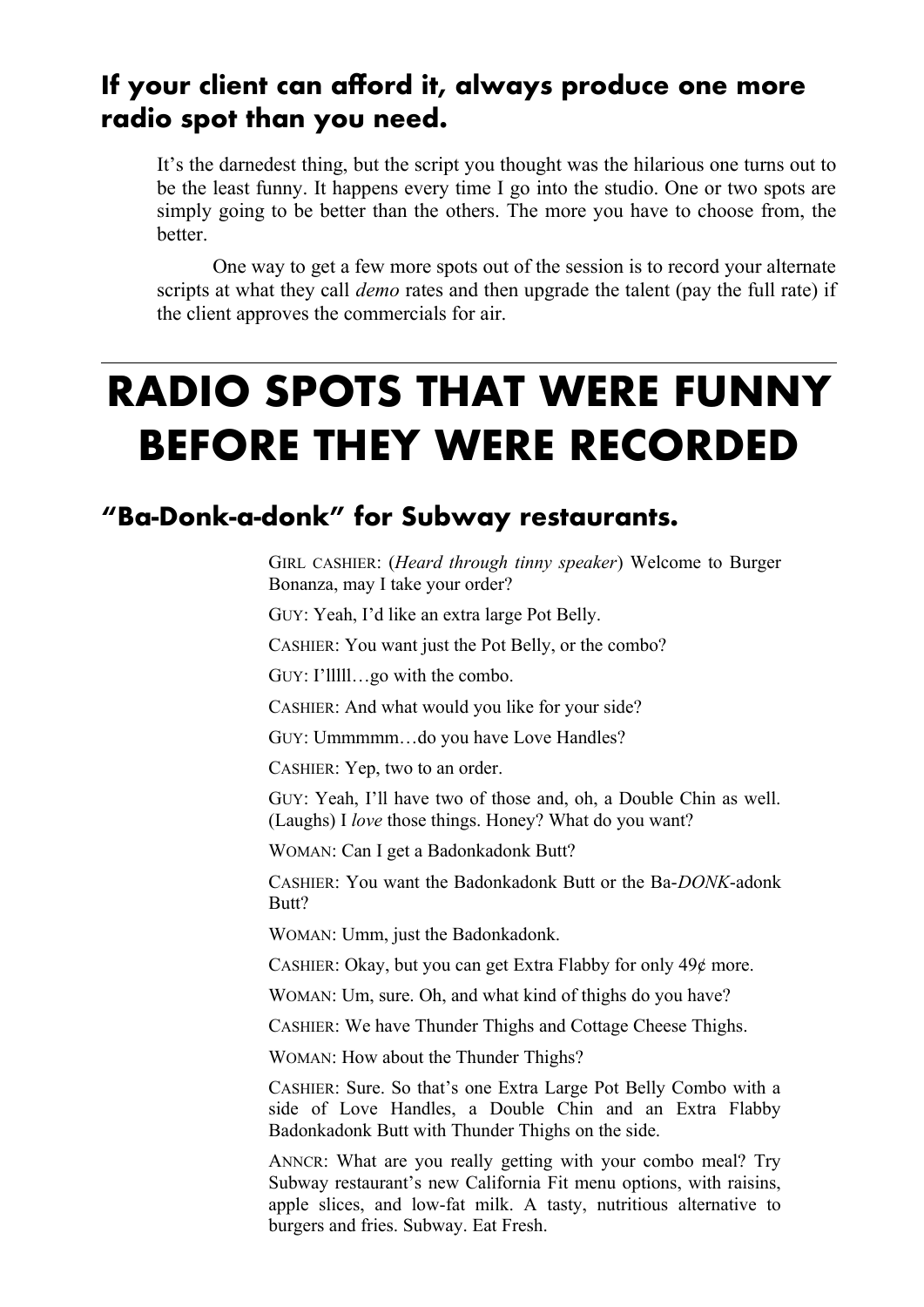### If your client can afford it, always produce one more radio spot than you need.

It's the darnedest thing, but the script you thought was the hilarious one turns out to be the least funny. It happens every time I go into the studio. One or two spots are simply going to be better than the others. The more you have to choose from, the better.

One way to get a few more spots out of the session is to record your alternate scripts at what they call *demo* rates and then upgrade the talent (pay the full rate) if the client approves the commercials for air.

---

# RADIO SPOTS THAT WERE FUNNY BEFORE THEY WERE RECORDED

### "Ba-Donk-a-donk" for Subway restaurants.

GIRL CASHIER: (*Heard through tinny speaker*) Welcome to Burger Bonanza, may I take your order?

GUY: Yeah, I'd like an extra large Pot Belly.

CASHIER: You want just the Pot Belly, or the combo?

GUY: I'lllll…go with the combo.

CASHIER: And what would you like for your side?

GUY: Ummmmm…do you have Love Handles?

CASHIER: Yep, two to an order.

GUY: Yeah, I'll have two of those and, oh, a Double Chin as well. (Laughs) I *love* those things. Honey? What do you want?

WOMAN: Can I get a Badonkadonk Butt?

CASHIER: You want the Badonkadonk Butt or the Ba-*DONK*-adonk Butt?

WOMAN: Umm, just the Badonkadonk.

CASHIER: Okay, but you can get Extra Flabby for only 49¢ more.

WOMAN: Um, sure. Oh, and what kind of thighs do you have?

CASHIER: We have Thunder Thighs and Cottage Cheese Thighs.

WOMAN: How about the Thunder Thighs?

CASHIER: Sure. So that's one Extra Large Pot Belly Combo with a side of Love Handles, a Double Chin and an Extra Flabby Badonkadonk Butt with Thunder Thighs on the side.

ANNCR: What are you really getting with your combo meal? Try Subway restaurant's new California Fit menu options, with raisins, apple slices, and low-fat milk. A tasty, nutritious alternative to burgers and fries. Subway. Eat Fresh.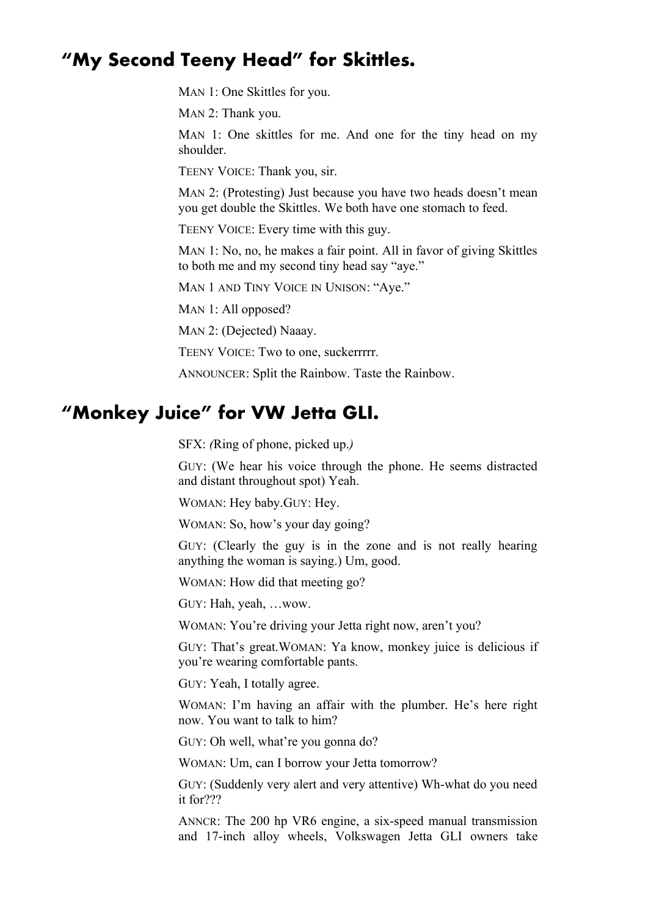## “My Second Teeny Head” for Skittles.

MAN 1: One Skittles for you.

MAN 2: Thank you.

MAN 1: One skittles for me. And one for the tiny head on my shoulder.

TEENY VOICE: Thank you, sir.

MAN 2: (Protesting) Just because you have two heads doesn’t mean you get double the Skittles. We both have one stomach to feed.

TEENY VOICE: Every time with this guy.

MAN 1: No, no, he makes a fair point. All in favor of giving Skittles to both me and my second tiny head say “aye.”

MAN 1 AND TINY VOICE IN UNISON: “Aye.”

MAN 1: All opposed?

MAN 2: (Dejected) Naaay.

TEENY VOICE: Two to one, suckerrrrr.

ANNOUNCER: Split the Rainbow. Taste the Rainbow.

## “Monkey Juice” for VW Jetta GLI.

SFX: *(Ring of phone, picked up.)*

GUY: (We hear his voice through the phone. He seems distracted and distant throughout spot) Yeah.

WOMAN: Hey baby.GUY: Hey.

WOMAN: So, how’s your day going?

GUY: (Clearly the guy is in the zone and is not really hearing anything the woman is saying.) Um, good.

WOMAN: How did that meeting go?

GUY: Hah, yeah, …wow.

WOMAN: You’re driving your Jetta right now, aren’t you?

GUY: That’s great.WOMAN: Ya know, monkey juice is delicious if you’re wearing comfortable pants.

GUY: Yeah, I totally agree.

WOMAN: I’m having an affair with the plumber. He’s here right now. You want to talk to him?

GUY: Oh well, what’re you gonna do?

WOMAN: Um, can I borrow your Jetta tomorrow?

GUY: (Suddenly very alert and very attentive) Wh-what do you need it for???

ANNCR: The 200 hp VR6 engine, a six-speed manual transmission and 17-inch alloy wheels, Volkswagen Jetta GLI owners take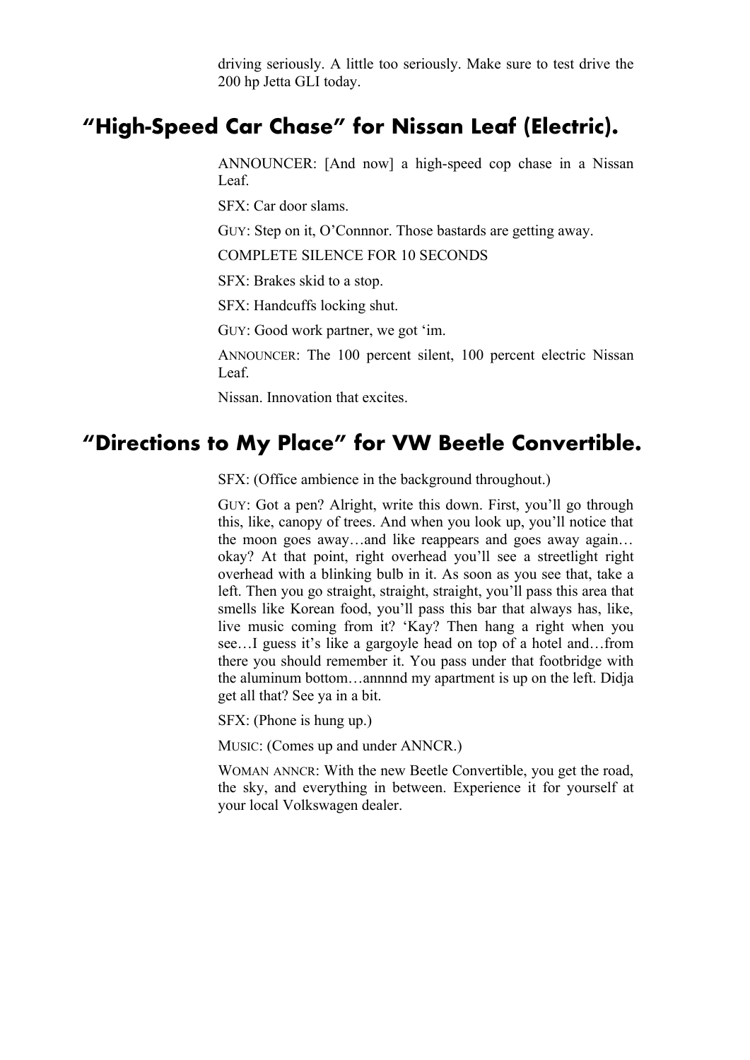driving seriously. A little too seriously. Make sure to test drive the 200 hp Jetta GLI today.

## "High-Speed Car Chase" for Nissan Leaf (Electric).

ANNOUNCER: [And now] a high-speed cop chase in a Nissan Leaf.

SFX: Car door slams.

GUY: Step on it, O'Connnor. Those bastards are getting away.

COMPLETE SILENCE FOR 10 SECONDS

SFX: Brakes skid to a stop.

SFX: Handcuffs locking shut.

GUY: Good work partner, we got 'im.

ANNOUNCER: The 100 percent silent, 100 percent electric Nissan Leaf.

Nissan. Innovation that excites.

## "Directions to My Place" for VW Beetle Convertible.

SFX: (Office ambience in the background throughout.)

GUY: Got a pen? Alright, write this down. First, you'll go through this, like, canopy of trees. And when you look up, you'll notice that the moon goes away…and like reappears and goes away again… okay? At that point, right overhead you'll see a streetlight right overhead with a blinking bulb in it. As soon as you see that, take a left. Then you go straight, straight, straight, you'll pass this area that smells like Korean food, you'll pass this bar that always has, like, live music coming from it? 'Kay? Then hang a right when you see…I guess it's like a gargoyle head on top of a hotel and…from there you should remember it. You pass under that footbridge with the aluminum bottom…annnnd my apartment is up on the left. Didja get all that? See ya in a bit.

SFX: (Phone is hung up.)

MUSIC: (Comes up and under ANNCR.)

WOMAN ANNCR: With the new Beetle Convertible, you get the road, the sky, and everything in between. Experience it for yourself at your local Volkswagen dealer.